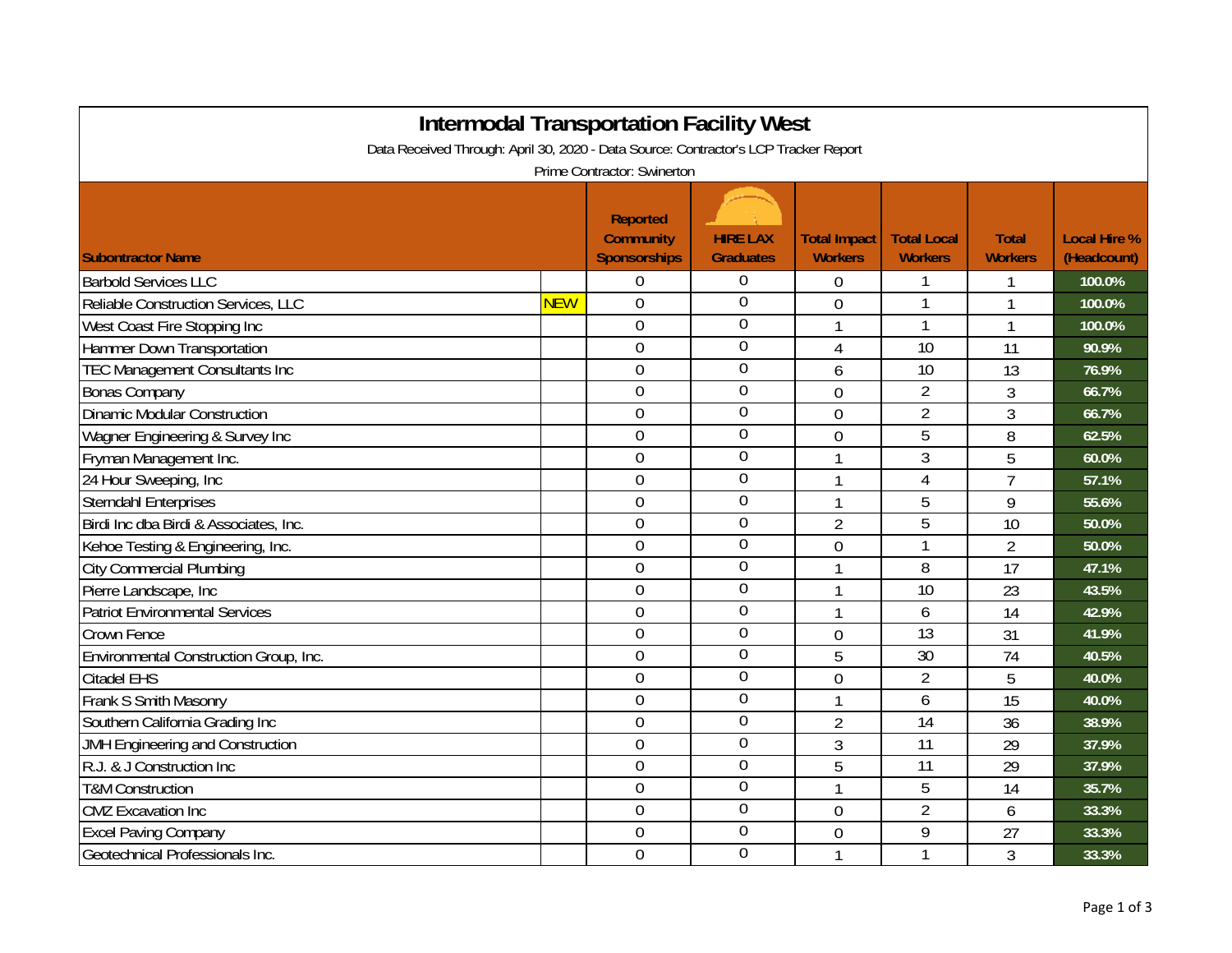# Intermodal Transportation Facility West

Data Received Through: April 30, 2020 - Data Source: Contractor's LCP Tracker Report

Prime Contractor: Swinerton

| Subontractor Name | | Reported Community Sponsorships | HIRE LAX Graduates | Total Impact Workers | Total Local Workers | Total Workers | Local Hire % (Headcount) |
|---|---|---|---|---|---|---|---|
| Barbold Services LLC | | 0 | 0 | 0 | 1 | 1 | 100.0% |
| Reliable Construction Services, LLC | NEW | 0 | 0 | 0 | 1 | 1 | 100.0% |
| West Coast Fire Stopping Inc | | 0 | 0 | 1 | 1 | 1 | 100.0% |
| Hammer Down Transportation | | 0 | 0 | 4 | 10 | 11 | 90.9% |
| TEC Management Consultants Inc | | 0 | 0 | 6 | 10 | 13 | 76.9% |
| Bonas Company | | 0 | 0 | 0 | 2 | 3 | 66.7% |
| Dinamic Modular Construction | | 0 | 0 | 0 | 2 | 3 | 66.7% |
| Wagner Engineering & Survey Inc | | 0 | 0 | 0 | 5 | 8 | 62.5% |
| Fryman Management Inc. | | 0 | 0 | 1 | 3 | 5 | 60.0% |
| 24 Hour Sweeping, Inc | | 0 | 0 | 1 | 4 | 7 | 57.1% |
| Sterndahl Enterprises | | 0 | 0 | 1 | 5 | 9 | 55.6% |
| Birdi Inc dba Birdi & Associates, Inc. | | 0 | 0 | 2 | 5 | 10 | 50.0% |
| Kehoe Testing & Engineering, Inc. | | 0 | 0 | 0 | 1 | 2 | 50.0% |
| City Commercial Plumbing | | 0 | 0 | 1 | 8 | 17 | 47.1% |
| Pierre Landscape, Inc | | 0 | 0 | 1 | 10 | 23 | 43.5% |
| Patriot Environmental Services | | 0 | 0 | 1 | 6 | 14 | 42.9% |
| Crown Fence | | 0 | 0 | 0 | 13 | 31 | 41.9% |
| Environmental Construction Group, Inc. | | 0 | 0 | 5 | 30 | 74 | 40.5% |
| Citadel EHS | | 0 | 0 | 0 | 2 | 5 | 40.0% |
| Frank S Smith Masonry | | 0 | 0 | 1 | 6 | 15 | 40.0% |
| Southern California Grading Inc | | 0 | 0 | 2 | 14 | 36 | 38.9% |
| JMH Engineering and Construction | | 0 | 0 | 3 | 11 | 29 | 37.9% |
| R.J. & J Construction Inc | | 0 | 0 | 5 | 11 | 29 | 37.9% |
| T&M Construction | | 0 | 0 | 1 | 5 | 14 | 35.7% |
| CMZ Excavation Inc | | 0 | 0 | 0 | 2 | 6 | 33.3% |
| Excel Paving Company | | 0 | 0 | 0 | 9 | 27 | 33.3% |
| Geotechnical Professionals Inc. | | 0 | 0 | 1 | 1 | 3 | 33.3% |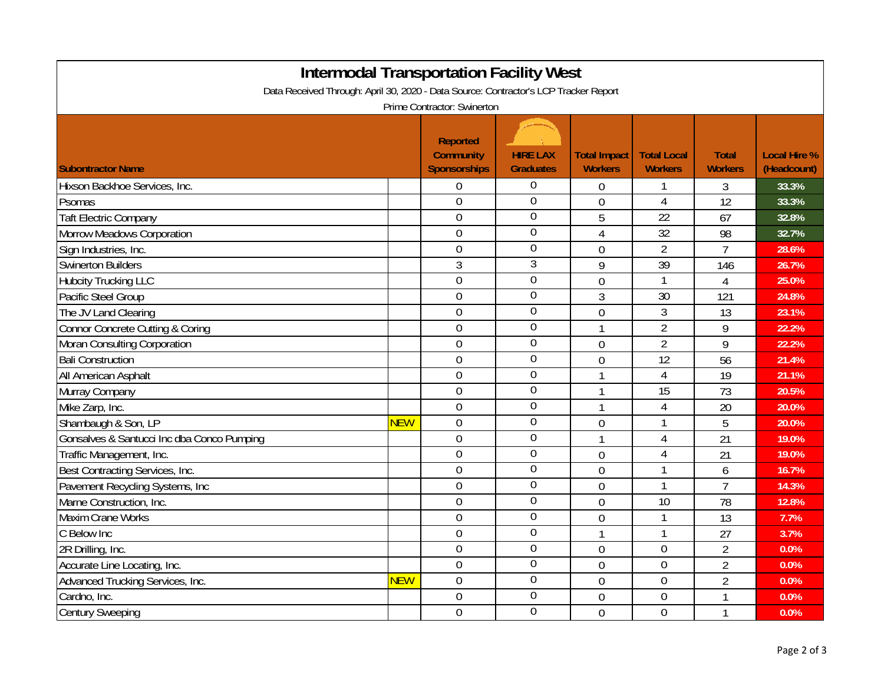# Intermodal Transportation Facility West

Data Received Through: April 30, 2020 - Data Source: Contractor's LCP Tracker Report

Prime Contractor: Swinerton

| Subontractor Name | | Reported Community Sponsorships | HIRE LAX Graduates | Total Impact Workers | Total Local Workers | Total Workers | Local Hire % (Headcount) |
|---|---|---|---|---|---|---|---|
| Hixson Backhoe Services, Inc. | | 0 | 0 | 0 | 1 | 3 | 33.3% |
| Psomas | | 0 | 0 | 0 | 4 | 12 | 33.3% |
| Taft Electric Company | | 0 | 0 | 5 | 22 | 67 | 32.8% |
| Morrow Meadows Corporation | | 0 | 0 | 4 | 32 | 98 | 32.7% |
| Sign Industries, Inc. | | 0 | 0 | 0 | 2 | 7 | 28.6% |
| Swinerton Builders | | 3 | 3 | 9 | 39 | 146 | 26.7% |
| Hubcity Trucking LLC | | 0 | 0 | 0 | 1 | 4 | 25.0% |
| Pacific Steel Group | | 0 | 0 | 3 | 30 | 121 | 24.8% |
| The JV Land Clearing | | 0 | 0 | 0 | 3 | 13 | 23.1% |
| Connor Concrete Cutting & Coring | | 0 | 0 | 1 | 2 | 9 | 22.2% |
| Moran Consulting Corporation | | 0 | 0 | 0 | 2 | 9 | 22.2% |
| Bali Construction | | 0 | 0 | 0 | 12 | 56 | 21.4% |
| All American Asphalt | | 0 | 0 | 1 | 4 | 19 | 21.1% |
| Murray Company | | 0 | 0 | 1 | 15 | 73 | 20.5% |
| Mike Zarp, Inc. | | 0 | 0 | 1 | 4 | 20 | 20.0% |
| Shambaugh & Son, LP | NEW | 0 | 0 | 0 | 1 | 5 | 20.0% |
| Gonsalves & Santucci Inc dba Conco Pumping | | 0 | 0 | 1 | 4 | 21 | 19.0% |
| Traffic Management, Inc. | | 0 | 0 | 0 | 4 | 21 | 19.0% |
| Best Contracting Services, Inc. | | 0 | 0 | 0 | 1 | 6 | 16.7% |
| Pavement Recycling Systems, Inc | | 0 | 0 | 0 | 1 | 7 | 14.3% |
| Marne Construction, Inc. | | 0 | 0 | 0 | 10 | 78 | 12.8% |
| Maxim Crane Works | | 0 | 0 | 0 | 1 | 13 | 7.7% |
| C Below Inc | | 0 | 0 | 1 | 1 | 27 | 3.7% |
| 2R Drilling, Inc. | | 0 | 0 | 0 | 0 | 2 | 0.0% |
| Accurate Line Locating, Inc. | | 0 | 0 | 0 | 0 | 2 | 0.0% |
| Advanced Trucking Services, Inc. | NEW | 0 | 0 | 0 | 0 | 2 | 0.0% |
| Cardno, Inc. | | 0 | 0 | 0 | 0 | 1 | 0.0% |
| Century Sweeping | | 0 | 0 | 0 | 0 | 1 | 0.0% |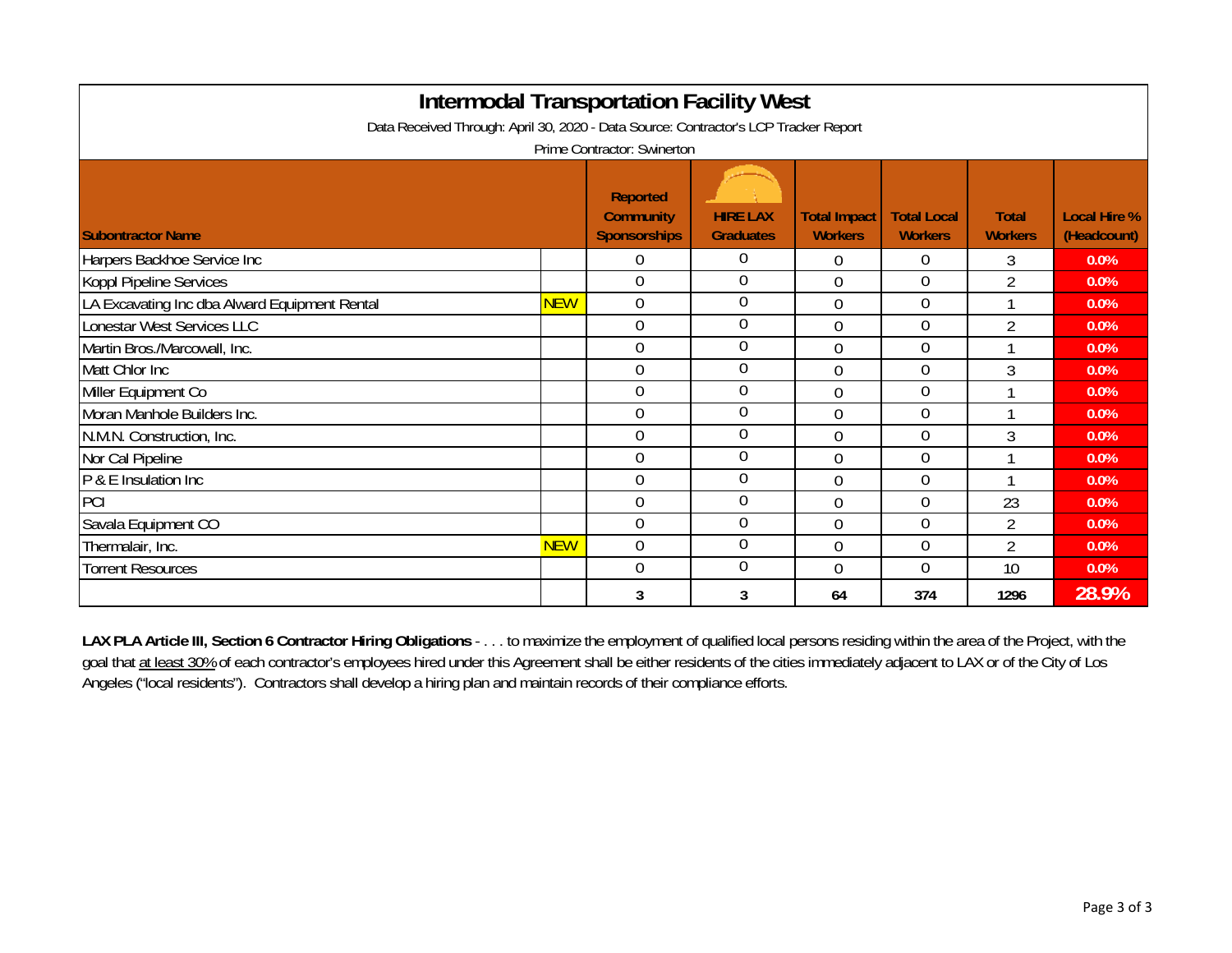# Intermodal Transportation Facility West

Data Received Through: April 30, 2020 - Data Source: Contractor's LCP Tracker Report

Prime Contractor: Swinerton

| Subontractor Name | | Reported Community Sponsorships | HIRE LAX Graduates | Total Impact Workers | Total Local Workers | Total Workers | Local Hire % (Headcount) |
|---|---|---|---|---|---|---|---|
| Harpers Backhoe Service Inc | | 0 | 0 | 0 | 0 | 3 | 0.0% |
| Koppl Pipeline Services | | 0 | 0 | 0 | 0 | 2 | 0.0% |
| LA Excavating Inc dba Alward Equipment Rental | NEW | 0 | 0 | 0 | 0 | 1 | 0.0% |
| Lonestar West Services LLC | | 0 | 0 | 0 | 0 | 2 | 0.0% |
| Martin Bros./Marcowall, Inc. | | 0 | 0 | 0 | 0 | 1 | 0.0% |
| Matt Chlor Inc | | 0 | 0 | 0 | 0 | 3 | 0.0% |
| Miller Equipment Co | | 0 | 0 | 0 | 0 | 1 | 0.0% |
| Moran Manhole Builders Inc. | | 0 | 0 | 0 | 0 | 1 | 0.0% |
| N.M.N. Construction, Inc. | | 0 | 0 | 0 | 0 | 3 | 0.0% |
| Nor Cal Pipeline | | 0 | 0 | 0 | 0 | 1 | 0.0% |
| P & E Insulation Inc | | 0 | 0 | 0 | 0 | 1 | 0.0% |
| PCI | | 0 | 0 | 0 | 0 | 23 | 0.0% |
| Savala Equipment CO | | 0 | 0 | 0 | 0 | 2 | 0.0% |
| Thermalair, Inc. | NEW | 0 | 0 | 0 | 0 | 2 | 0.0% |
| Torrent Resources | | 0 | 0 | 0 | 0 | 10 | 0.0% |
| | | **3** | **3** | **64** | **374** | **1296** | **28.9%** |

**LAX PLA Article III, Section 6 Contractor Hiring Obligations** - . . . to maximize the employment of qualified local persons residing within the area of the Project, with the goal that at least 30% of each contractor's employees hired under this Agreement shall be either residents of the cities immediately adjacent to LAX or of the City of Los Angeles ("local residents"). Contractors shall develop a hiring plan and maintain records of their compliance efforts.